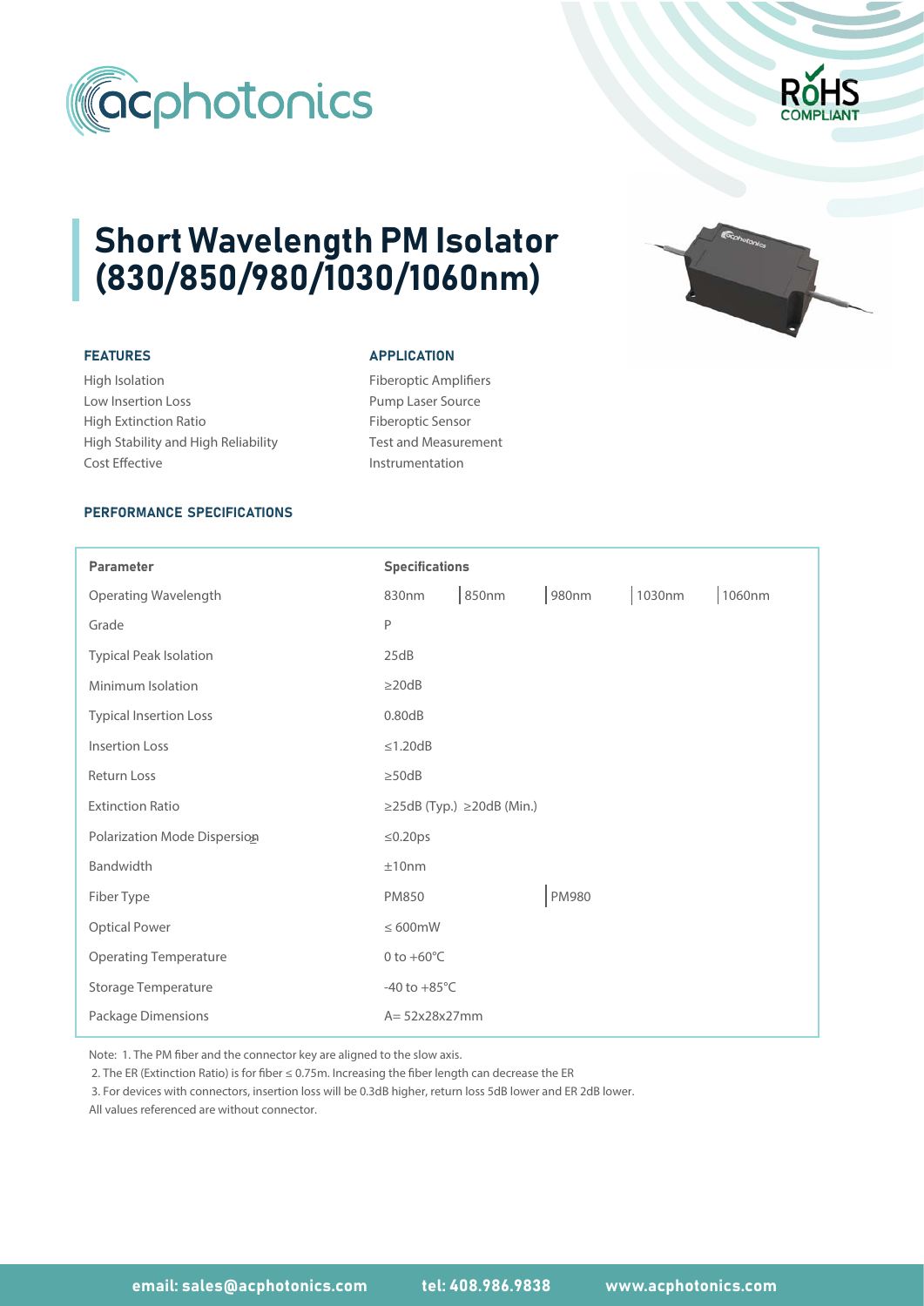# Short Wavelength PM Isolator (830/850/980/1030/1060nm)

### FEATURES

High Isolation
Low Insertion Loss
High Extinction Ratio
High Stability and High Reliability
Cost Effective

### APPLICATION

Fiberoptic Amplifiers
Pump Laser Source
Fiberoptic Sensor
Test and Measurement
Instrumentation

### PERFORMANCE SPECIFICATIONS

| Parameter | Specifications | | | | |
|---|---|---|---|---|---|
| Operating Wavelength | 830nm | 850nm | 980nm | 1030nm | 1060nm |
| Grade | P | | | | |
| Typical Peak Isolation | 25dB | | | | |
| Minimum Isolation | ≥20dB | | | | |
| Typical Insertion Loss | 0.80dB | | | | |
| Insertion Loss | ≤1.20dB | | | | |
| Return Loss | ≥50dB | | | | |
| Extinction Ratio | ≥25dB (Typ.) ≥20dB (Min.) | | | | |
| Polarization Mode Dispersion | ≤0.20ps | | | | |
| Bandwidth | ±10nm | | | | |
| Fiber Type | PM850 | | PM980 | | |
| Optical Power | ≤ 600mW | | | | |
| Operating Temperature | 0 to +60°C | | | | |
| Storage Temperature | -40 to +85°C | | | | |
| Package Dimensions | A= 52x28x27mm | | | | |

Note: 1. The PM fiber and the connector key are aligned to the slow axis.
2. The ER (Extinction Ratio) is for fiber ≤ 0.75m. Increasing the fiber length can decrease the ER
3. For devices with connectors, insertion loss will be 0.3dB higher, return loss 5dB lower and ER 2dB lower.
All values referenced are without connector.

**email: sales@acphotonics.com** **tel: 408.986.9838** **www.acphotonics.com**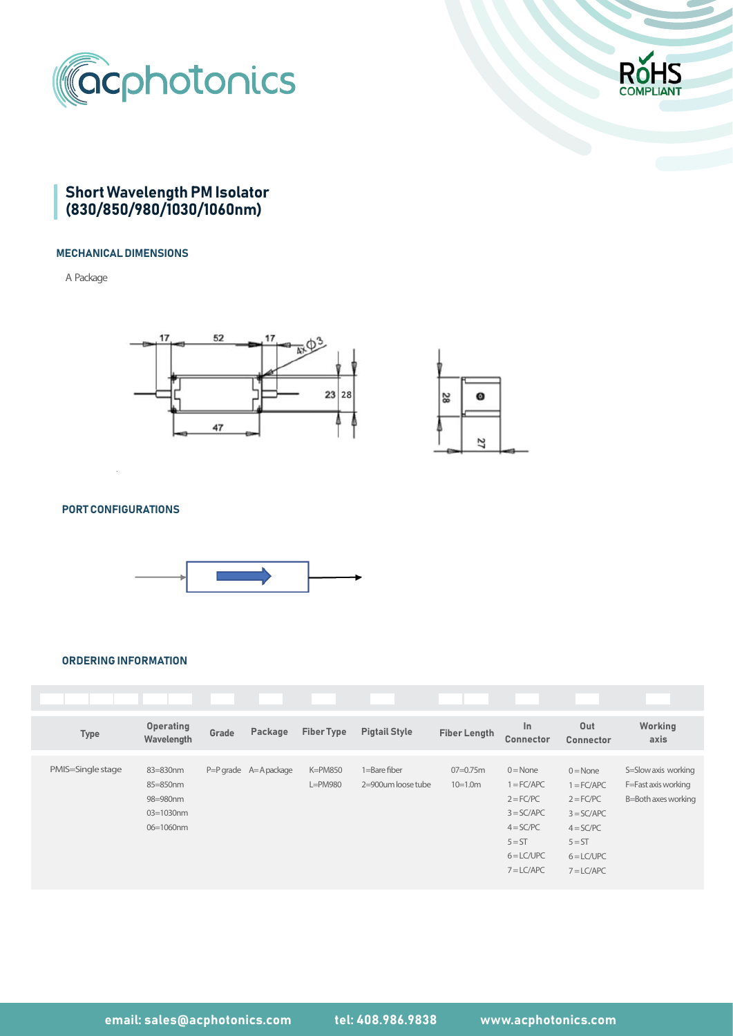## Short Wavelength PM Isolator (830/850/980/1030/1060nm)

### MECHANICAL DIMENSIONS

A Package

17
52
17
4X Φ3
23
28
47
28
27

### PORT CONFIGURATIONS

### ORDERING INFORMATION

| Type | Operating Wavelength | Grade | Package | Fiber Type | Pigtail Style | Fiber Length | In Connector | Out Connector | Working axis |
|---|---|---|---|---|---|---|---|---|---|
| PMIS=Single stage | 83=830nm<br>85=850nm<br>98=980nm<br>03=1030nm<br>06=1060nm | P=P grade | A=A package | K=PM850<br>L=PM980 | 1=Bare fiber<br>2=900um loose tube | 07=0.75m<br>10=1.0m | 0=None<br>1=FC/APC<br>2=FC/PC<br>3=SC/APC<br>4=SC/PC<br>5=ST<br>6=LC/UPC<br>7=LC/APC | 0=None<br>1=FC/APC<br>2=FC/PC<br>3=SC/APC<br>4=SC/PC<br>5=ST<br>6=LC/UPC<br>7=LC/APC | S=Slow axis working<br>F=Fast axis working<br>B=Both axes working |

email: sales@acphotonics.com tel: 408.986.9838 www.acphotonics.com